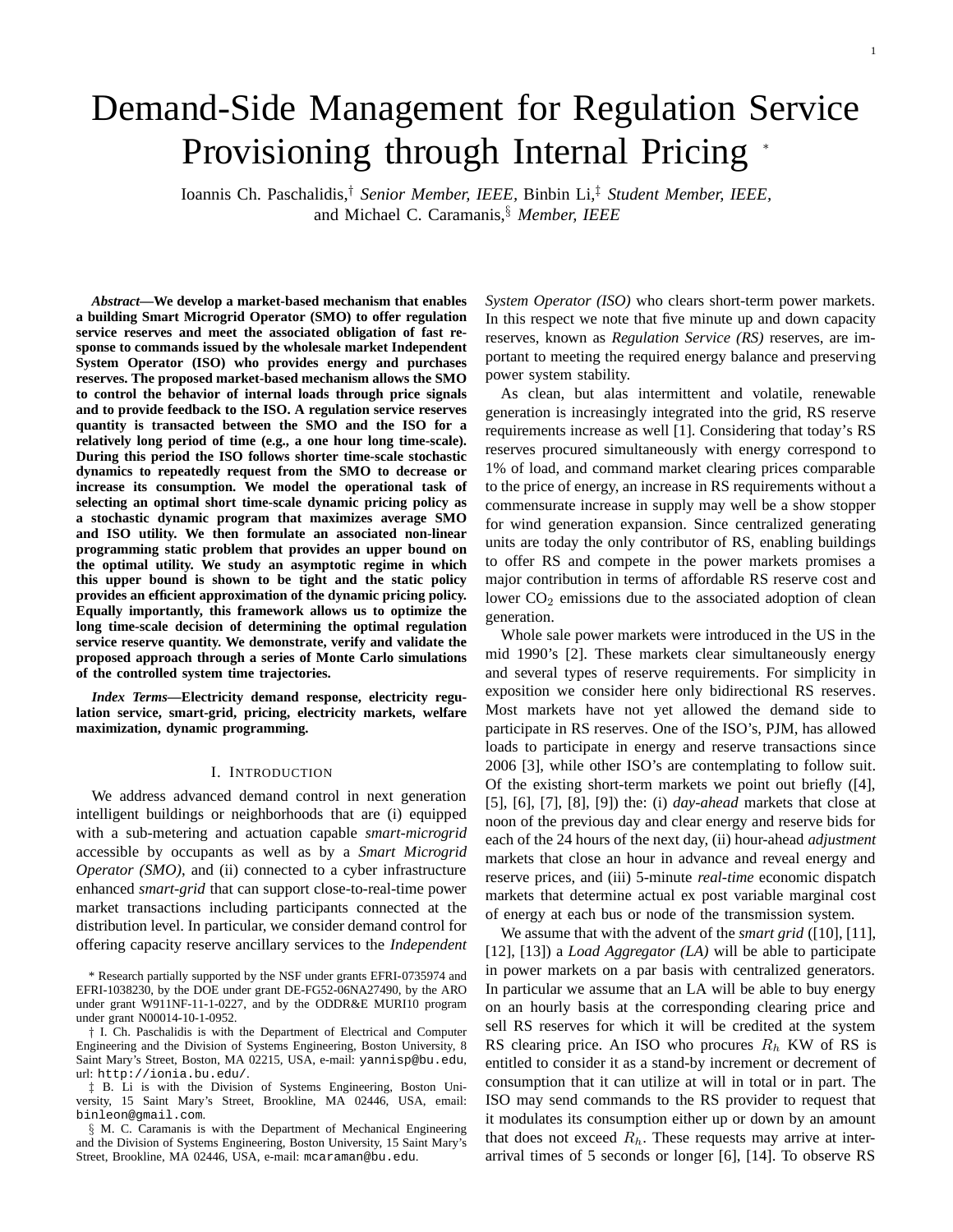# Demand-Side Management for Regulation Service Provisioning through Internal Pricing *

Ioannis Ch. Paschalidis,† *Senior Member, IEEE*, Binbin Li,‡ *Student Member, IEEE*, and Michael C. Caramanis,§ *Member, IEEE*

***Abstract*—We develop a market-based mechanism that enables a building Smart Microgrid Operator (SMO) to offer regulation service reserves and meet the associated obligation of fast response to commands issued by the wholesale market Independent System Operator (ISO) who provides energy and purchases reserves. The proposed market-based mechanism allows the SMO to control the behavior of internal loads through price signals and to provide feedback to the ISO. A regulation service reserves quantity is transacted between the SMO and the ISO for a relatively long period of time (e.g., a one hour long time-scale). During this period the ISO follows shorter time-scale stochastic dynamics to repeatedly request from the SMO to decrease or increase its consumption. We model the operational task of selecting an optimal short time-scale dynamic pricing policy as a stochastic dynamic program that maximizes average SMO and ISO utility. We then formulate an associated non-linear programming static problem that provides an upper bound on the optimal utility. We study an asymptotic regime in which this upper bound is shown to be tight and the static policy provides an efficient approximation of the dynamic pricing policy. Equally importantly, this framework allows us to optimize the long time-scale decision of determining the optimal regulation service reserve quantity. We demonstrate, verify and validate the proposed approach through a series of Monte Carlo simulations of the controlled system time trajectories.**

***Index Terms*—Electricity demand response, electricity regulation service, smart-grid, pricing, electricity markets, welfare maximization, dynamic programming.**

## I. Introduction

We address advanced demand control in next generation intelligent buildings or neighborhoods that are (i) equipped with a sub-metering and actuation capable *smart-microgrid* accessible by occupants as well as by a *Smart Microgrid Operator (SMO)*, and (ii) connected to a cyber infrastructure enhanced *smart-grid* that can support close-to-real-time power market transactions including participants connected at the distribution level. In particular, we consider demand control for offering capacity reserve ancillary services to the *Independent System Operator (ISO)* who clears short-term power markets. In this respect we note that five minute up and down capacity reserves, known as *Regulation Service (RS)* reserves, are important to meeting the required energy balance and preserving power system stability.

As clean, but alas intermittent and volatile, renewable generation is increasingly integrated into the grid, RS reserve requirements increase as well [1]. Considering that today's RS reserves procured simultaneously with energy correspond to 1% of load, and command market clearing prices comparable to the price of energy, an increase in RS requirements without a commensurate increase in supply may well be a show stopper for wind generation expansion. Since centralized generating units are today the only contributor of RS, enabling buildings to offer RS and compete in the power markets promises a major contribution in terms of affordable RS reserve cost and lower $CO_2$ emissions due to the associated adoption of clean generation.

Whole sale power markets were introduced in the US in the mid 1990's [2]. These markets clear simultaneously energy and several types of reserve requirements. For simplicity in exposition we consider here only bidirectional RS reserves. Most markets have not yet allowed the demand side to participate in RS reserves. One of the ISO's, PJM, has allowed loads to participate in energy and reserve transactions since 2006 [3], while other ISO's are contemplating to follow suit. Of the existing short-term markets we point out briefly ([4], [5], [6], [7], [8], [9]) the: (i) *day-ahead* markets that close at noon of the previous day and clear energy and reserve bids for each of the 24 hours of the next day, (ii) hour-ahead *adjustment* markets that close an hour in advance and reveal energy and reserve prices, and (iii) 5-minute *real-time* economic dispatch markets that determine actual ex post variable marginal cost of energy at each bus or node of the transmission system.

We assume that with the advent of the *smart grid* ([10], [11], [12], [13]) a *Load Aggregator (LA)* will be able to participate in power markets on a par basis with centralized generators. In particular we assume that an LA will be able to buy energy on an hourly basis at the corresponding clearing price and sell RS reserves for which it will be credited at the system RS clearing price. An ISO who procures $R_h$ KW of RS is entitled to consider it as a stand-by increment or decrement of consumption that it can utilize at will in total or in part. The ISO may send commands to the RS provider to request that it modulates its consumption either up or down by an amount that does not exceed $R_h$. These requests may arrive at inter-arrival times of 5 seconds or longer [6], [14]. To observe RS

* Research partially supported by the NSF under grants EFRI-0735974 and EFRI-1038230, by the DOE under grant DE-FG52-06NA27490, by the ARO under grant W911NF-11-1-0227, and by the ODDR&E MURI10 program under grant N00014-10-1-0952.

† I. Ch. Paschalidis is with the Department of Electrical and Computer Engineering and the Division of Systems Engineering, Boston University, 8 Saint Mary's Street, Boston, MA 02215, USA, e-mail: yannisp@bu.edu, url: http://ionia.bu.edu/.

‡ B. Li is with the Division of Systems Engineering, Boston University, 15 Saint Mary's Street, Brookline, MA 02446, USA, email: binleon@gmail.com.

§ M. C. Caramanis is with the Department of Mechanical Engineering and the Division of Systems Engineering, Boston University, 15 Saint Mary's Street, Brookline, MA 02446, USA, e-mail: mcaraman@bu.edu.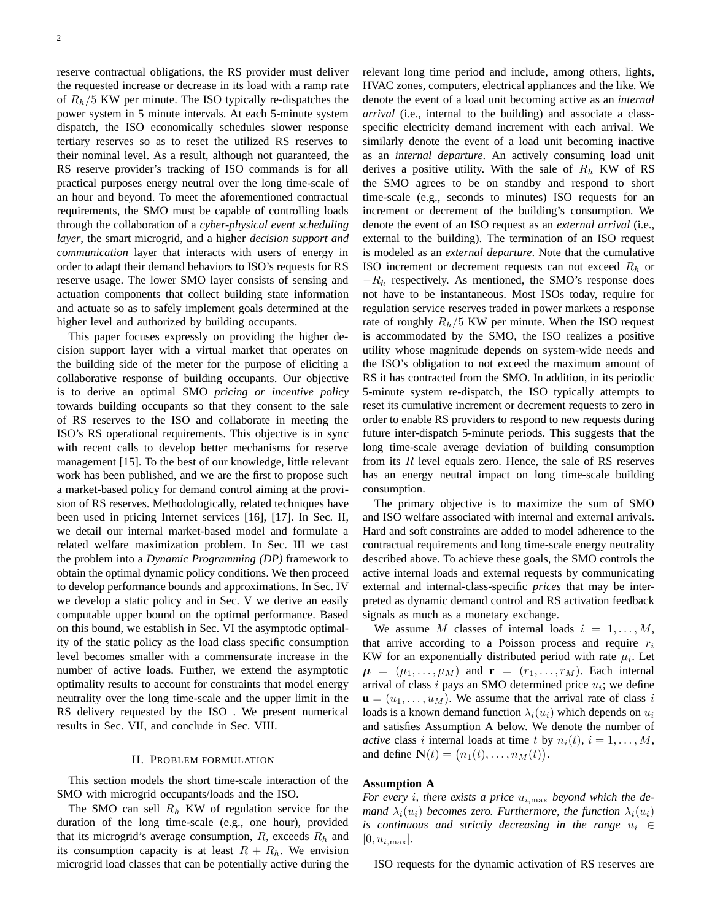reserve contractual obligations, the RS provider must deliver the requested increase or decrease in its load with a ramp rate of $R_h/5$ KW per minute. The ISO typically re-dispatches the power system in 5 minute intervals. At each 5-minute system dispatch, the ISO economically schedules slower response tertiary reserves so as to reset the utilized RS reserves to their nominal level. As a result, although not guaranteed, the RS reserve provider's tracking of ISO commands is for all practical purposes energy neutral over the long time-scale of an hour and beyond. To meet the aforementioned contractual requirements, the SMO must be capable of controlling loads through the collaboration of a *cyber-physical event scheduling layer*, the smart microgrid, and a higher *decision support and communication* layer that interacts with users of energy in order to adapt their demand behaviors to ISO's requests for RS reserve usage. The lower SMO layer consists of sensing and actuation components that collect building state information and actuate so as to safely implement goals determined at the higher level and authorized by building occupants.

This paper focuses expressly on providing the higher decision support layer with a virtual market that operates on the building side of the meter for the purpose of eliciting a collaborative response of building occupants. Our objective is to derive an optimal SMO *pricing or incentive policy* towards building occupants so that they consent to the sale of RS reserves to the ISO and collaborate in meeting the ISO's RS operational requirements. This objective is in sync with recent calls to develop better mechanisms for reserve management [15]. To the best of our knowledge, little relevant work has been published, and we are the first to propose such a market-based policy for demand control aiming at the provision of RS reserves. Methodologically, related techniques have been used in pricing Internet services [16], [17]. In Sec. II, we detail our internal market-based model and formulate a related welfare maximization problem. In Sec. III we cast the problem into a *Dynamic Programming (DP)* framework to obtain the optimal dynamic policy conditions. We then proceed to develop performance bounds and approximations. In Sec. IV we develop a static policy and in Sec. V we derive an easily computable upper bound on the optimal performance. Based on this bound, we establish in Sec. VI the asymptotic optimality of the static policy as the load class specific consumption level becomes smaller with a commensurate increase in the number of active loads. Further, we extend the asymptotic optimality results to account for constraints that model energy neutrality over the long time-scale and the upper limit in the RS delivery requested by the ISO . We present numerical results in Sec. VII, and conclude in Sec. VIII.

## II. Problem formulation

This section models the short time-scale interaction of the SMO with microgrid occupants/loads and the ISO.

The SMO can sell $R_h$ KW of regulation service for the duration of the long time-scale (e.g., one hour), provided that its microgrid's average consumption, $R$, exceeds $R_h$ and its consumption capacity is at least $R + R_h$. We envision microgrid load classes that can be potentially active during the relevant long time period and include, among others, lights, HVAC zones, computers, electrical appliances and the like. We denote the event of a load unit becoming active as an *internal arrival* (i.e., internal to the building) and associate a class-specific electricity demand increment with each arrival. We similarly denote the event of a load unit becoming inactive as an *internal departure*. An actively consuming load unit derives a positive utility. With the sale of $R_h$ KW of RS the SMO agrees to be on standby and respond to short time-scale (e.g., seconds to minutes) ISO requests for an increment or decrement of the building's consumption. We denote the event of an ISO request as an *external arrival* (i.e., external to the building). The termination of an ISO request is modeled as an *external departure*. Note that the cumulative ISO increment or decrement requests can not exceed $R_h$ or $-R_h$ respectively. As mentioned, the SMO's response does not have to be instantaneous. Most ISOs today, require for regulation service reserves traded in power markets a response rate of roughly $R_h/5$ KW per minute. When the ISO request is accommodated by the SMO, the ISO realizes a positive utility whose magnitude depends on system-wide needs and the ISO's obligation to not exceed the maximum amount of RS it has contracted from the SMO. In addition, in its periodic 5-minute system re-dispatch, the ISO typically attempts to reset its cumulative increment or decrement requests to zero in order to enable RS providers to respond to new requests during future inter-dispatch 5-minute periods. This suggests that the long time-scale average deviation of building consumption from its $R$ level equals zero. Hence, the sale of RS reserves has an energy neutral impact on long time-scale building consumption.

The primary objective is to maximize the sum of SMO and ISO welfare associated with internal and external arrivals. Hard and soft constraints are added to model adherence to the contractual requirements and long time-scale energy neutrality described above. To achieve these goals, the SMO controls the active internal loads and external requests by communicating external and internal-class-specific *prices* that may be interpreted as dynamic demand control and RS activation feedback signals as much as a monetary exchange.

We assume $M$ classes of internal loads $i = 1, \ldots, M$, that arrive according to a Poisson process and require $r_i$ KW for an exponentially distributed period with rate $\mu_i$. Let $\boldsymbol{\mu} = (\mu_1, \ldots, \mu_M)$ and $\mathbf{r} = (r_1, \ldots, r_M)$. Each internal arrival of class $i$ pays an SMO determined price $u_i$; we define $\mathbf{u} = (u_1, \ldots, u_M)$. We assume that the arrival rate of class $i$ loads is a known demand function $\lambda_i(u_i)$ which depends on $u_i$ and satisfies Assumption A below. We denote the number of *active* class $i$ internal loads at time $t$ by $n_i(t)$, $i = 1, \ldots, M$, and define $\mathbf{N}(t) = \big(n_1(t), \ldots, n_M(t)\big)$.

**Assumption A**
*For every $i$, there exists a price $u_{i,\max}$ beyond which the demand $\lambda_i(u_i)$ becomes zero. Furthermore, the function $\lambda_i(u_i)$ is continuous and strictly decreasing in the range $u_i \in [0, u_{i,\max}]$.*

ISO requests for the dynamic activation of RS reserves are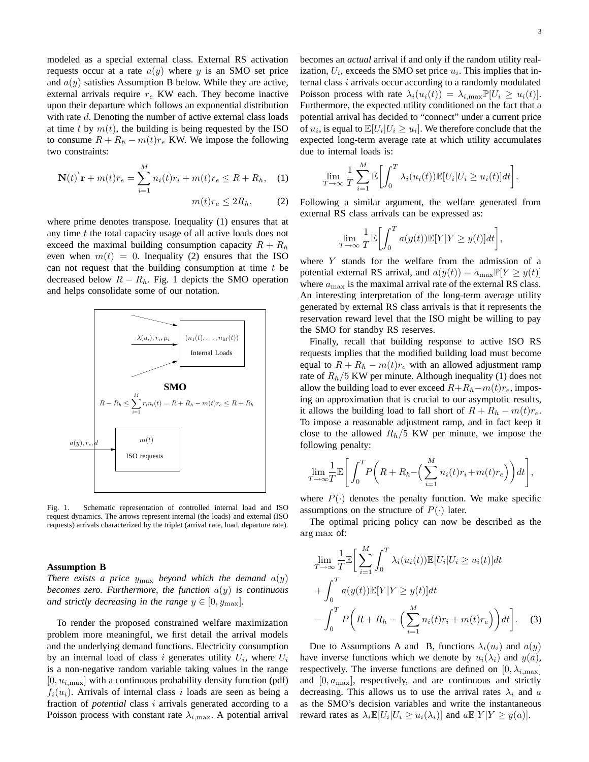modeled as a special external class. External RS activation requests occur at a rate $a(y)$ where $y$ is an SMO set price and $a(y)$ satisfies Assumption B below. While they are active, external arrivals require $r_e$ KW each. They become inactive upon their departure which follows an exponential distribution with rate $d$. Denoting the number of active external class loads at time $t$ by $m(t)$, the building is being requested by the ISO to consume $R + R_h - m(t)r_e$ KW. We impose the following two constraints:

$$\mathbf{N}(t)^{'}\mathbf{r} + m(t)r_e = \sum_{i=1}^{M} n_i(t)r_i + m(t)r_e \leq R + R_h, \quad (1)$$

$$m(t)r_e \leq 2R_h, \quad (2)$$

where prime denotes transpose. Inequality (1) ensures that at any time $t$ the total capacity usage of all active loads does not exceed the maximal building consumption capacity $R + R_h$ even when $m(t) = 0$. Inequality (2) ensures that the ISO can not request that the building consumption at time $t$ be decreased below $R - R_h$. Fig. 1 depicts the SMO operation and helps consolidate some of our notation.

Fig. 1. Schematic representation of controlled internal load and ISO request dynamics. The arrows represent internal (the loads) and external (ISO requests) arrivals characterized by the triplet (arrival rate, load, departure rate).

**Assumption B**

*There exists a price* $y_{\max}$ *beyond which the demand* $a(y)$ *becomes zero. Furthermore, the function* $a(y)$ *is continuous and strictly decreasing in the range* $y \in [0, y_{\max}]$.

To render the proposed constrained welfare maximization problem more meaningful, we first detail the arrival models and the underlying demand functions. Electricity consumption by an internal load of class $i$ generates utility $U_i$, where $U_i$ is a non-negative random variable taking values in the range $[0, u_{i,\max}]$ with a continuous probability density function (pdf) $f_i(u_i)$. Arrivals of internal class $i$ loads are seen as being a fraction of *potential* class $i$ arrivals generated according to a Poisson process with constant rate $\lambda_{i,\max}$. A potential arrival becomes an *actual* arrival if and only if the random utility realization, $U_i$, exceeds the SMO set price $u_i$. This implies that internal class $i$ arrivals occur according to a randomly modulated Poisson process with rate $\lambda_i(u_i(t)) = \lambda_{i,\max}\mathbb{P}[U_i \geq u_i(t)]$. Furthermore, the expected utility conditioned on the fact that a potential arrival has decided to "connect" under a current price of $u_i$, is equal to $\mathbb{E}[U_i|U_i \geq u_i]$. We therefore conclude that the expected long-term average rate at which utility accumulates due to internal loads is:

$$\lim_{T\to\infty} \frac{1}{T} \sum_{i=1}^{M} \mathbb{E}\bigg[\int_0^T \lambda_i(u_i(t))\mathbb{E}[U_i|U_i \geq u_i(t)]dt\bigg].$$

Following a similar argument, the welfare generated from external RS class arrivals can be expressed as:

$$\lim_{T\to\infty} \frac{1}{T}\mathbb{E}\bigg[\int_0^T a(y(t))\mathbb{E}[Y|Y \geq y(t)]dt\bigg],$$

where $Y$ stands for the welfare from the admission of a potential external RS arrival, and $a(y(t)) = a_{\max}\mathbb{P}[Y \geq y(t)]$ where $a_{\max}$ is the maximal arrival rate of the external RS class. An interesting interpretation of the long-term average utility generated by external RS class arrivals is that it represents the reservation reward level that the ISO might be willing to pay the SMO for standby RS reserves.

Finally, recall that building response to active ISO RS requests implies that the modified building load must become equal to $R + R_h - m(t)r_e$ with an allowed adjustment ramp rate of $R_h/5$ KW per minute. Although inequality (1) does not allow the building load to ever exceed $R+R_h-m(t)r_e$, imposing an approximation that is crucial to our asymptotic results, it allows the building load to fall short of $R + R_h - m(t)r_e$. To impose a reasonable adjustment ramp, and in fact keep it close to the allowed $R_h/5$ KW per minute, we impose the following penalty:

$$\lim_{T\to\infty}\frac{1}{T}\mathbb{E}\left[\int_0^T P\bigg(R + R_h - \Big(\sum_{i=1}^{M} n_i(t)r_i + m(t)r_e\Big)\bigg)dt\right],$$

where $P(\cdot)$ denotes the penalty function. We make specific assumptions on the structure of $P(\cdot)$ later.

The optimal pricing policy can now be described as the $\arg\max$ of:

$$\lim_{T\to\infty} \frac{1}{T}\mathbb{E}\bigg[\sum_{i=1}^{M}\int_0^T \lambda_i(u_i(t))\mathbb{E}[U_i|U_i \geq u_i(t)]dt + \int_0^T a(y(t))\mathbb{E}[Y|Y \geq y(t)]dt - \int_0^T P\bigg(R + R_h - \Big(\sum_{i=1}^{M} n_i(t)r_i + m(t)r_e\Big)\bigg)dt\bigg]. \quad (3)$$

Due to Assumptions A and B, functions $\lambda_i(u_i)$ and $a(y)$ have inverse functions which we denote by $u_i(\lambda_i)$ and $y(a)$, respectively. The inverse functions are defined on $[0, \lambda_{i,\max}]$ and $[0, a_{\max}]$, respectively, and are continuous and strictly decreasing. This allows us to use the arrival rates $\lambda_i$ and $a$ as the SMO's decision variables and write the instantaneous reward rates as $\lambda_i\mathbb{E}[U_i|U_i \geq u_i(\lambda_i)]$ and $a\mathbb{E}[Y|Y \geq y(a)]$.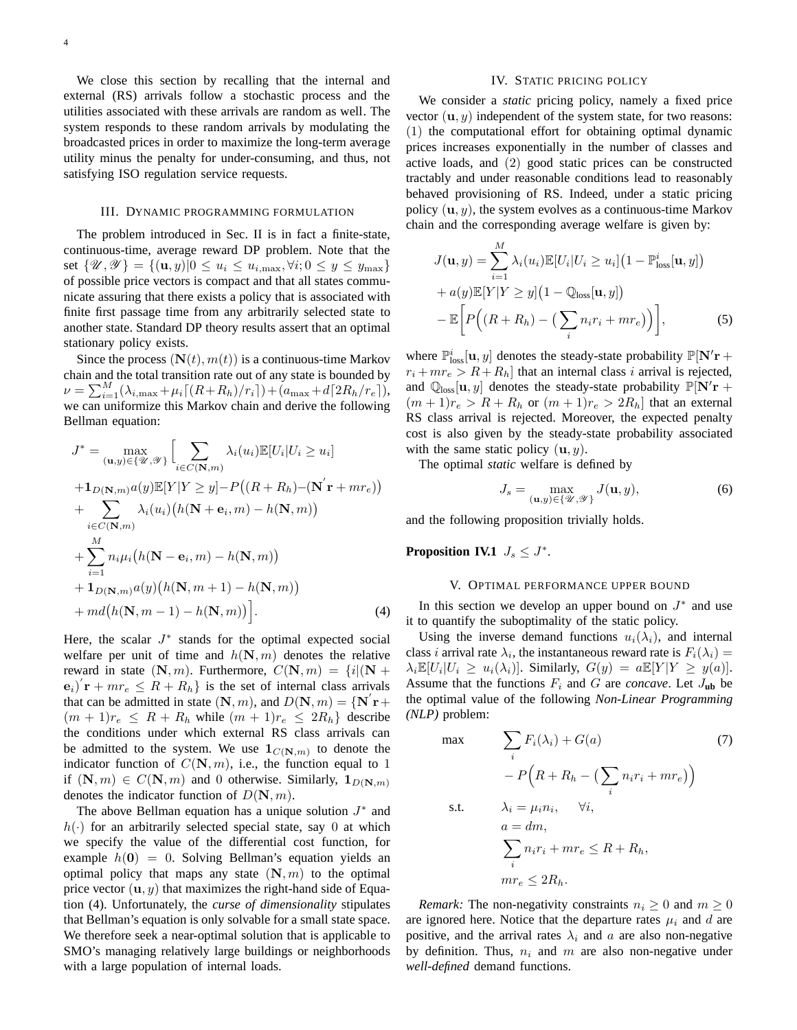We close this section by recalling that the internal and external (RS) arrivals follow a stochastic process and the utilities associated with these arrivals are random as well. The system responds to these random arrivals by modulating the broadcasted prices in order to maximize the long-term average utility minus the penalty for under-consuming, and thus, not satisfying ISO regulation service requests.

## III. Dynamic programming formulation

The problem introduced in Sec. II is in fact a finite-state, continuous-time, average reward DP problem. Note that the set $\{\mathscr{U},\mathscr{Y}\} = \{(\mathbf{u},y)|0 \le u_i \le u_{i,\max}, \forall i; 0 \le y \le y_{\max}\}$ of possible price vectors is compact and that all states communicate assuring that there exists a policy that is associated with finite first passage time from any arbitrarily selected state to another state. Standard DP theory results assert that an optimal stationary policy exists.

Since the process $(\mathbf{N}(t), m(t))$ is a continuous-time Markov chain and the total transition rate out of any state is bounded by $\nu = \sum_{i=1}^{M}(\lambda_{i,\max} + \mu_i\lceil (R+R_h)/r_i\rceil) + (a_{\max} + d\lceil 2R_h/r_e\rceil)$, we can uniformize this Markov chain and derive the following Bellman equation:

$$
\begin{aligned}
J^* = \max_{(\mathbf{u},y)\in\{\mathscr{U},\mathscr{Y}\}} \Big[ & \sum_{i\in C(\mathbf{N},m)} \lambda_i(u_i)\mathbb{E}[U_i|U_i \ge u_i] \\
& + \mathbf{1}_{D(\mathbf{N},m)} a(y)\mathbb{E}[Y|Y \ge y] - P\big((R+R_h) - (\mathbf{N}^{'}\mathbf{r} + mr_e)\big) \\
& + \sum_{i\in C(\mathbf{N},m)} \lambda_i(u_i)\big(h(\mathbf{N}+\mathbf{e}_i, m) - h(\mathbf{N},m)\big) \\
& + \sum_{i=1}^{M} n_i\mu_i\big(h(\mathbf{N}-\mathbf{e}_i, m) - h(\mathbf{N},m)\big) \\
& + \mathbf{1}_{D(\mathbf{N},m)} a(y)\big(h(\mathbf{N}, m+1) - h(\mathbf{N},m)\big) \\
& + md\big(h(\mathbf{N}, m-1) - h(\mathbf{N},m)\big)\Big].
\end{aligned} \tag{4}
$$

Here, the scalar $J^*$ stands for the optimal expected social welfare per unit of time and $h(\mathbf{N},m)$ denotes the relative reward in state $(\mathbf{N},m)$. Furthermore, $C(\mathbf{N},m) = \{i|(\mathbf{N}+\mathbf{e}_i)^{'}\mathbf{r} + mr_e \le R + R_h\}$ is the set of internal class arrivals that can be admitted in state $(\mathbf{N},m)$, and $D(\mathbf{N},m) = \{\mathbf{N}^{'}\mathbf{r} + (m+1)r_e \le R + R_h$ while $(m+1)r_e \le 2R_h\}$ describe the conditions under which external RS class arrivals can be admitted to the system. We use $\mathbf{1}_{C(\mathbf{N},m)}$ to denote the indicator function of $C(\mathbf{N},m)$, i.e., the function equal to 1 if $(\mathbf{N},m) \in C(\mathbf{N},m)$ and 0 otherwise. Similarly, $\mathbf{1}_{D(\mathbf{N},m)}$ denotes the indicator function of $D(\mathbf{N},m)$.

The above Bellman equation has a unique solution $J^*$ and $h(\cdot)$ for an arbitrarily selected special state, say 0 at which we specify the value of the differential cost function, for example $h(\mathbf{0}) = 0$. Solving Bellman's equation yields an optimal policy that maps any state $(\mathbf{N},m)$ to the optimal price vector $(\mathbf{u},y)$ that maximizes the right-hand side of Equation (4). Unfortunately, the *curse of dimensionality* stipulates that Bellman's equation is only solvable for a small state space. We therefore seek a near-optimal solution that is applicable to SMO's managing relatively large buildings or neighborhoods with a large population of internal loads.

## IV. Static pricing policy

We consider a *static* pricing policy, namely a fixed price vector $(\mathbf{u},y)$ independent of the system state, for two reasons: (1) the computational effort for obtaining optimal dynamic prices increases exponentially in the number of classes and active loads, and (2) good static prices can be constructed tractably and under reasonable conditions lead to reasonably behaved provisioning of RS. Indeed, under a static pricing policy $(\mathbf{u},y)$, the system evolves as a continuous-time Markov chain and the corresponding average welfare is given by:

$$
\begin{aligned}
J(\mathbf{u},y) = & \sum_{i=1}^{M}\lambda_i(u_i)\mathbb{E}[U_i|U_i \ge u_i]\big(1 - \mathbb{P}^i_{\text{loss}}[\mathbf{u},y]\big) \\
& + a(y)\mathbb{E}[Y|Y \ge y]\big(1 - \mathbb{Q}_{\text{loss}}[\mathbf{u},y]\big) \\
& - \mathbb{E}\left[P\Big((R+R_h) - \big(\sum_i n_i r_i + mr_e\big)\Big)\right],
\end{aligned} \tag{5}
$$

where $\mathbb{P}^i_{\text{loss}}[\mathbf{u},y]$ denotes the steady-state probability $\mathbb{P}[\mathbf{N}'\mathbf{r} + r_i + mr_e > R + R_h]$ that an internal class $i$ arrival is rejected, and $\mathbb{Q}_{\text{loss}}[\mathbf{u},y]$ denotes the steady-state probability $\mathbb{P}[\mathbf{N}'\mathbf{r} + (m+1)r_e > R + R_h$ or $(m+1)r_e > 2R_h]$ that an external RS class arrival is rejected. Moreover, the expected penalty cost is also given by the steady-state probability associated with the same static policy $(\mathbf{u},y)$.

The optimal *static* welfare is defined by

$$
J_s = \max_{(\mathbf{u},y)\in\{\mathscr{U},\mathscr{Y}\}} J(\mathbf{u},y), \tag{6}
$$

and the following proposition trivially holds.

**Proposition IV.1** $J_s \le J^*$.

## V. Optimal performance upper bound

In this section we develop an upper bound on $J^*$ and use it to quantify the suboptimality of the static policy.

Using the inverse demand functions $u_i(\lambda_i)$, and internal class $i$ arrival rate $\lambda_i$, the instantaneous reward rate is $F_i(\lambda_i) = \lambda_i\mathbb{E}[U_i|U_i \ge u_i(\lambda_i)]$. Similarly, $G(y) = a\mathbb{E}[Y|Y \ge y(a)]$. Assume that the functions $F_i$ and $G$ are *concave*. Let $J_{\mathbf{ub}}$ be the optimal value of the following *Non-Linear Programming (NLP)* problem:

$$
\begin{aligned}
\max \quad & \sum_i F_i(\lambda_i) + G(a) \\
& - P\Big(R + R_h - \big(\sum_i n_i r_i + mr_e\big)\Big) \\
\text{s.t.} \quad & \lambda_i = \mu_i n_i, \quad \forall i, \\
& a = dm, \\
& \sum_i n_i r_i + mr_e \le R + R_h, \\
& mr_e \le 2R_h.
\end{aligned} \tag{7}
$$

*Remark:* The non-negativity constraints $n_i \ge 0$ and $m \ge 0$ are ignored here. Notice that the departure rates $\mu_i$ and $d$ are positive, and the arrival rates $\lambda_i$ and $a$ are also non-negative by definition. Thus, $n_i$ and $m$ are also non-negative under *well-defined* demand functions.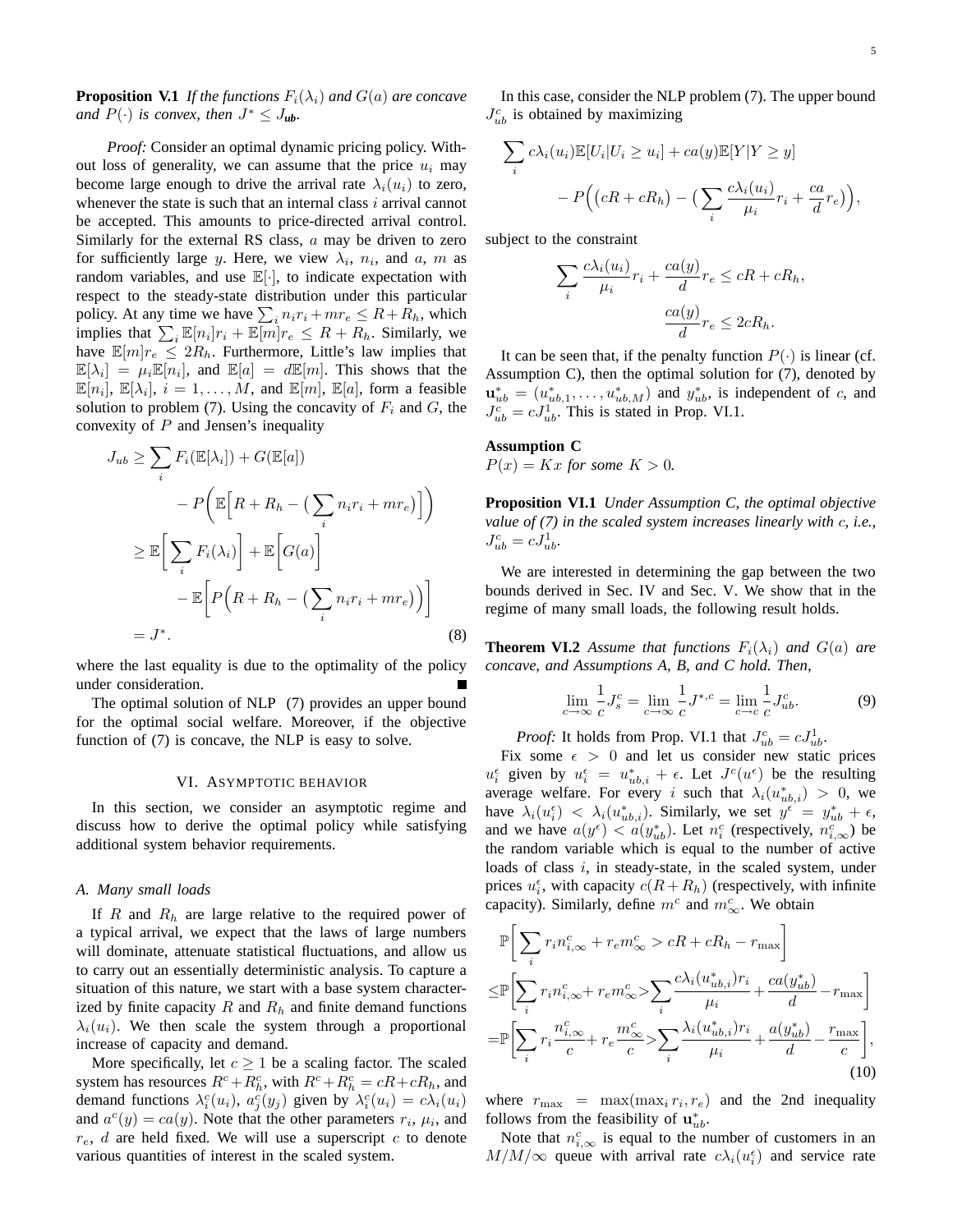**Proposition V.1** *If the functions $F_i(\lambda_i)$ and $G(a)$ are concave and $P(\cdot)$ is convex, then $J^* \le J_{ub}$.*

*Proof:* Consider an optimal dynamic pricing policy. Without loss of generality, we can assume that the price $u_i$ may become large enough to drive the arrival rate $\lambda_i(u_i)$ to zero, whenever the state is such that an internal class $i$ arrival cannot be accepted. This amounts to price-directed arrival control. Similarly for the external RS class, $a$ may be driven to zero for sufficiently large $y$. Here, we view $\lambda_i$, $n_i$, and $a$, $m$ as random variables, and use $\mathbb{E}[\cdot]$, to indicate expectation with respect to the steady-state distribution under this particular policy. At any time we have $\sum_i n_i r_i + m r_e \le R + R_h$, which implies that $\sum_i \mathbb{E}[n_i] r_i + \mathbb{E}[m] r_e \le R + R_h$. Similarly, we have $\mathbb{E}[m] r_e \le 2R_h$. Furthermore, Little's law implies that $\mathbb{E}[\lambda_i] = \mu_i \mathbb{E}[n_i]$, and $\mathbb{E}[a] = d\mathbb{E}[m]$. This shows that the $\mathbb{E}[n_i]$, $\mathbb{E}[\lambda_i]$, $i = 1, \ldots, M$, and $\mathbb{E}[m]$, $\mathbb{E}[a]$, form a feasible solution to problem (7). Using the concavity of $F_i$ and $G$, the convexity of $P$ and Jensen's inequality

$$
\begin{aligned}
J_{ub} &\ge \sum_i F_i(\mathbb{E}[\lambda_i]) + G(\mathbb{E}[a]) \\
&\qquad - P\bigg(\mathbb{E}\Big[R + R_h - \big(\sum_i n_i r_i + m r_e\big)\Big]\bigg) \\
&\ge \mathbb{E}\bigg[\sum_i F_i(\lambda_i)\bigg] + \mathbb{E}\bigg[G(a)\bigg] \\
&\qquad - \mathbb{E}\bigg[P\Big(R + R_h - \big(\sum_i n_i r_i + m r_e\big)\Big)\bigg] \\
&= J^*.
\end{aligned}
\tag{8}
$$

where the last equality is due to the optimality of the policy under consideration. ∎

The optimal solution of NLP (7) provides an upper bound for the optimal social welfare. Moreover, if the objective function of (7) is concave, the NLP is easy to solve.

## VI. Asymptotic behavior

In this section, we consider an asymptotic regime and discuss how to derive the optimal policy while satisfying additional system behavior requirements.

### A. Many small loads

If $R$ and $R_h$ are large relative to the required power of a typical arrival, we expect that the laws of large numbers will dominate, attenuate statistical fluctuations, and allow us to carry out an essentially deterministic analysis. To capture a situation of this nature, we start with a base system characterized by finite capacity $R$ and $R_h$ and finite demand functions $\lambda_i(u_i)$. We then scale the system through a proportional increase of capacity and demand.

More specifically, let $c \ge 1$ be a scaling factor. The scaled system has resources $R^c + R_h^c$, with $R^c + R_h^c = cR + cR_h$, and demand functions $\lambda_i^c(u_i)$, $a_j^c(y_j)$ given by $\lambda_i^c(u_i) = c\lambda_i(u_i)$ and $a^c(y) = ca(y)$. Note that the other parameters $r_i$, $\mu_i$, and $r_e$, $d$ are held fixed. We will use a superscript $c$ to denote various quantities of interest in the scaled system.

In this case, consider the NLP problem (7). The upper bound $J_{ub}^c$ is obtained by maximizing

$$
\begin{aligned}
&\sum_i c\lambda_i(u_i)\mathbb{E}[U_i | U_i \ge u_i] + ca(y)\mathbb{E}[Y | Y \ge y] \\
&\qquad - P\Big(\big(cR + cR_h\big) - \big(\sum_i \frac{c\lambda_i(u_i)}{\mu_i} r_i + \frac{ca}{d} r_e\big)\Big),
\end{aligned}
$$

subject to the constraint

$$
\begin{aligned}
\sum_i \frac{c\lambda_i(u_i)}{\mu_i} r_i + \frac{ca(y)}{d} r_e &\le cR + cR_h, \\
\frac{ca(y)}{d} r_e &\le 2cR_h.
\end{aligned}
$$

It can be seen that, if the penalty function $P(\cdot)$ is linear (cf. Assumption C), then the optimal solution for (7), denoted by $\mathbf{u}_{ub}^* = (u_{ub,1}^*, \ldots, u_{ub,M}^*)$ and $y_{ub}^*$, is independent of $c$, and $J_{ub}^c = cJ_{ub}^1$. This is stated in Prop. VI.1.

**Assumption C**
*$P(x) = Kx$ for some $K > 0$.*

**Proposition VI.1** *Under Assumption C, the optimal objective value of (7) in the scaled system increases linearly with $c$, i.e., $J_{ub}^c = cJ_{ub}^1$.*

We are interested in determining the gap between the two bounds derived in Sec. IV and Sec. V. We show that in the regime of many small loads, the following result holds.

**Theorem VI.2** *Assume that functions $F_i(\lambda_i)$ and $G(a)$ are concave, and Assumptions A, B, and C hold. Then,*

$$
\lim_{c \to \infty} \frac{1}{c} J_s^c = \lim_{c \to \infty} \frac{1}{c} J^{*,c} = \lim_{c \to c} \frac{1}{c} J_{ub}^c. \tag{9}
$$

*Proof:* It holds from Prop. VI.1 that $J_{ub}^c = cJ_{ub}^1$.

Fix some $\epsilon > 0$ and let us consider new static prices $u_i^\epsilon$ given by $u_i^\epsilon = u_{ub,i}^* + \epsilon$. Let $J^c(u^\epsilon)$ be the resulting average welfare. For every $i$ such that $\lambda_i(u_{ub,i}^*) > 0$, we have $\lambda_i(u_i^\epsilon) < \lambda_i(u_{ub,i}^*)$. Similarly, we set $y^\epsilon = y_{ub}^* + \epsilon$, and we have $a(y^\epsilon) < a(y_{ub}^*)$. Let $n_i^c$ (respectively, $n_{i,\infty}^c$) be the random variable which is equal to the number of active loads of class $i$, in steady-state, in the scaled system, under prices $u_i^\epsilon$, with capacity $c(R + R_h)$ (respectively, with infinite capacity). Similarly, define $m^c$ and $m_\infty^c$. We obtain

$$
\begin{aligned}
&\mathbb{P}\bigg[\sum_i r_i n_{i,\infty}^c + r_e m_\infty^c > cR + cR_h - r_{\max}\bigg] \\
\le&\mathbb{P}\bigg[\sum_i r_i n_{i,\infty}^c + r_e m_\infty^c > \sum_i \frac{c\lambda_i(u_{ub,i}^*) r_i}{\mu_i} + \frac{ca(y_{ub}^*)}{d} - r_{\max}\bigg] \\
=&\mathbb{P}\bigg[\sum_i r_i \frac{n_{i,\infty}^c}{c} + r_e \frac{m_\infty^c}{c} > \sum_i \frac{\lambda_i(u_{ub,i}^*) r_i}{\mu_i} + \frac{a(y_{ub}^*)}{d} - \frac{r_{\max}}{c}\bigg],
\end{aligned}
\tag{10}
$$

where $r_{\max} = \max(\max_i r_i, r_e)$ and the 2nd inequality follows from the feasibility of $\mathbf{u}_{ub}^*$.

Note that $n_{i,\infty}^c$ is equal to the number of customers in an $M/M/\infty$ queue with arrival rate $c\lambda_i(u_i^\epsilon)$ and service rate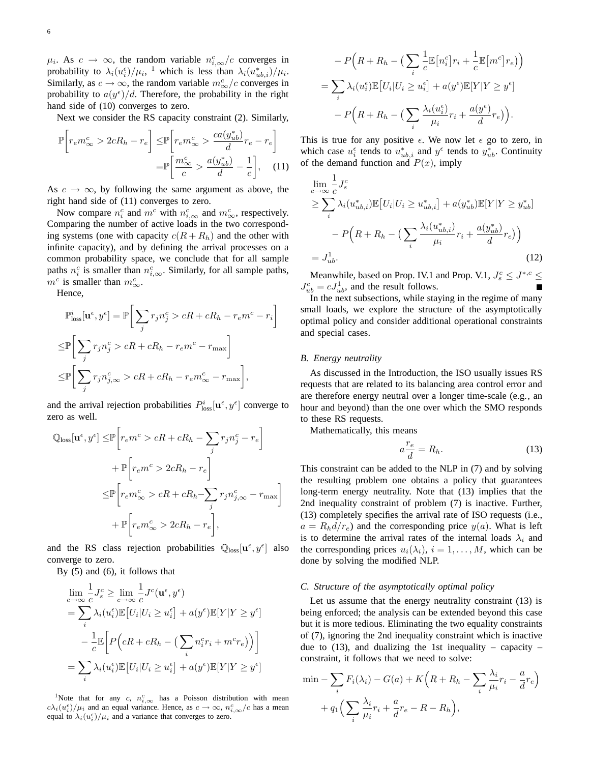$\mu_i$. As $c \to \infty$, the random variable $n^c_{i,\infty}/c$ converges in probability to $\lambda_i(u^\epsilon_i)/\mu_i$, [1] which is less than $\lambda_i(u^*_{ub,i})/\mu_i$. Similarly, as $c \to \infty$, the random variable $m^c_\infty/c$ converges in probability to $a(y^\epsilon)/d$. Therefore, the probability in the right hand side of (10) converges to zero.

Next we consider the RS capacity constraint (2). Similarly,

$$\mathbb{P}\bigg[r_e m^c_\infty > 2cR_h - r_e\bigg] \leq \mathbb{P}\bigg[r_e m^c_\infty > \frac{c a(y^*_{ub})}{d} r_e - r_e\bigg] = \mathbb{P}\bigg[\frac{m^c_\infty}{c} > \frac{a(y^*_{ub})}{d} - \frac{1}{c}\bigg], \quad (11)$$

As $c \to \infty$, by following the same argument as above, the right hand side of (11) converges to zero.

Now compare $n^c_i$ and $m^c$ with $n^c_{i,\infty}$ and $m^c_\infty$, respectively. Comparing the number of active loads in the two corresponding systems (one with capacity $c(R+R_h)$ and the other with infinite capacity), and by defining the arrival processes on a common probability space, we conclude that for all sample paths $n^c_i$ is smaller than $n^c_{i,\infty}$. Similarly, for all sample paths, $m^c$ is smaller than $m^c_\infty$.

Hence,

$$\begin{aligned}
\mathbb{P}^i_{\text{loss}}[\mathbf{u}^\epsilon, y^\epsilon] &= \mathbb{P}\bigg[\sum_j r_j n^c_j > cR + cR_h - r_e m^c - r_i\bigg] \\
&\leq \mathbb{P}\bigg[\sum_j r_j n^c_j > cR + cR_h - r_e m^c - r_{\max}\bigg] \\
&\leq \mathbb{P}\bigg[\sum_j r_j n^c_{j,\infty} > cR + cR_h - r_e m^c_\infty - r_{\max}\bigg],
\end{aligned}$$

and the arrival rejection probabilities $P^i_{\text{loss}}[\mathbf{u}^\epsilon, y^\epsilon]$ converge to zero as well.

$$\begin{aligned}
\mathbb{Q}_{\text{loss}}[\mathbf{u}^\epsilon, y^\epsilon] \leq& \mathbb{P}\bigg[r_e m^c > cR + cR_h - \sum_j r_j n^c_j - r_e\bigg] \\
&+ \mathbb{P}\bigg[r_e m^c > 2cR_h - r_e\bigg] \\
\leq& \mathbb{P}\bigg[r_e m^c_\infty > cR + cR_h - \sum_j r_j n^c_{j,\infty} - r_{\max}\bigg] \\
&+ \mathbb{P}\bigg[r_e m^c_\infty > 2cR_h - r_e\bigg],
\end{aligned}$$

and the RS class rejection probabilities $\mathbb{Q}_{\text{loss}}[\mathbf{u}^\epsilon, y^\epsilon]$ also converge to zero.

By (5) and (6), it follows that

$$\begin{aligned}
\lim_{c\to\infty} \frac{1}{c} J^c_s &\geq \lim_{c\to\infty} \frac{1}{c} J^c(\mathbf{u}^\epsilon, y^\epsilon) \\
&= \sum_i \lambda_i(u^\epsilon_i)\mathbb{E}\big[U_i | U_i \geq u^\epsilon_i\big] + a(y^\epsilon)\mathbb{E}[Y|Y \geq y^\epsilon] \\
&\quad - \frac{1}{c}\mathbb{E}\bigg[P\Big(cR + cR_h - \big(\sum_i n^c_i r_i + m^c r_e\big)\Big)\bigg] \\
&= \sum_i \lambda_i(u^\epsilon_i)\mathbb{E}\big[U_i | U_i \geq u^\epsilon_i\big] + a(y^\epsilon)\mathbb{E}[Y|Y \geq y^\epsilon] \\
&\quad - P\Big(R + R_h - \big(\sum_i \frac{1}{c}\mathbb{E}\big[n^c_i\big] r_i + \frac{1}{c}\mathbb{E}\big[m^c\big] r_e\big)\Big) \\
&= \sum_i \lambda_i(u^\epsilon_i)\mathbb{E}\big[U_i | U_i \geq u^\epsilon_i\big] + a(y^\epsilon)\mathbb{E}[Y|Y \geq y^\epsilon] \\
&\quad - P\Big(R + R_h - \big(\sum_i \frac{\lambda_i(u^\epsilon_i)}{\mu_i} r_i + \frac{a(y^\epsilon)}{d} r_e\big)\Big).
\end{aligned}$$

This is true for any positive $\epsilon$. We now let $\epsilon$ go to zero, in which case $u^\epsilon_i$ tends to $u^*_{ub,i}$ and $y^\epsilon$ tends to $y^*_{ub}$. Continuity of the demand function and $P(x)$, imply

$$\begin{aligned}
\lim_{c\to\infty} \frac{1}{c} J^c_s &\geq \sum_i \lambda_i(u^*_{ub,i})\mathbb{E}\big[U_i | U_i \geq u^*_{ub,i}\big] + a(y^*_{ub})\mathbb{E}[Y|Y \geq y^*_{ub}] \\
&\quad - P\Big(R + R_h - \big(\sum_i \frac{\lambda_i(u^*_{ub,i})}{\mu_i} r_i + \frac{a(y^*_{ub})}{d} r_e\big)\Big) \\
&= J^1_{ub}. \quad (12)
\end{aligned}$$

Meanwhile, based on Prop. IV.1 and Prop. V.1, $J^c_s \leq J^{*,c} \leq J^c_{ub} = cJ^1_{ub}$, and the result follows. ∎

In the next subsections, while staying in the regime of many small loads, we explore the structure of the asymptotically optimal policy and consider additional operational constraints and special cases.

### B. Energy neutrality

As discussed in the Introduction, the ISO usually issues RS requests that are related to its balancing area control error and are therefore energy neutral over a longer time-scale (e.g., an hour and beyond) than the one over which the SMO responds to these RS requests.

Mathematically, this means

$$a\frac{r_e}{d} = R_h. \quad (13)$$

This constraint can be added to the NLP in (7) and by solving the resulting problem one obtains a policy that guarantees long-term energy neutrality. Note that (13) implies that the 2nd inequality constraint of problem (7) is inactive. Further, (13) completely specifies the arrival rate of ISO requests (i.e., $a = R_h d/r_e$) and the corresponding price $y(a)$. What is left is to determine the arrival rates of the internal loads $\lambda_i$ and the corresponding prices $u_i(\lambda_i)$, $i = 1, \ldots, M$, which can be done by solving the modified NLP.

### C. Structure of the asymptotically optimal policy

Let us assume that the energy neutrality constraint (13) is being enforced; the analysis can be extended beyond this case but it is more tedious. Eliminating the two equality constraints of (7), ignoring the 2nd inequality constraint which is inactive due to (13), and dualizing the 1st inequality – capacity – constraint, it follows that we need to solve:

$$\begin{aligned}
\min -\sum_i F_i(\lambda_i) - G(a) + K\Big(R + R_h - \sum_i \frac{\lambda_i}{\mu_i} r_i - \frac{a}{d} r_e\Big) \\
+ q_1\Big(\sum_i \frac{\lambda_i}{\mu_i} r_i + \frac{a}{d} r_e - R - R_h\Big),
\end{aligned}$$

[1] Note that for any $c$, $n^c_{i,\infty}$ has a Poisson distribution with mean $c\lambda_i(u^\epsilon_i)/\mu_i$ and an equal variance. Hence, as $c \to \infty$, $n^c_{i,\infty}/c$ has a mean equal to $\lambda_i(u^\epsilon_i)/\mu_i$ and a variance that converges to zero.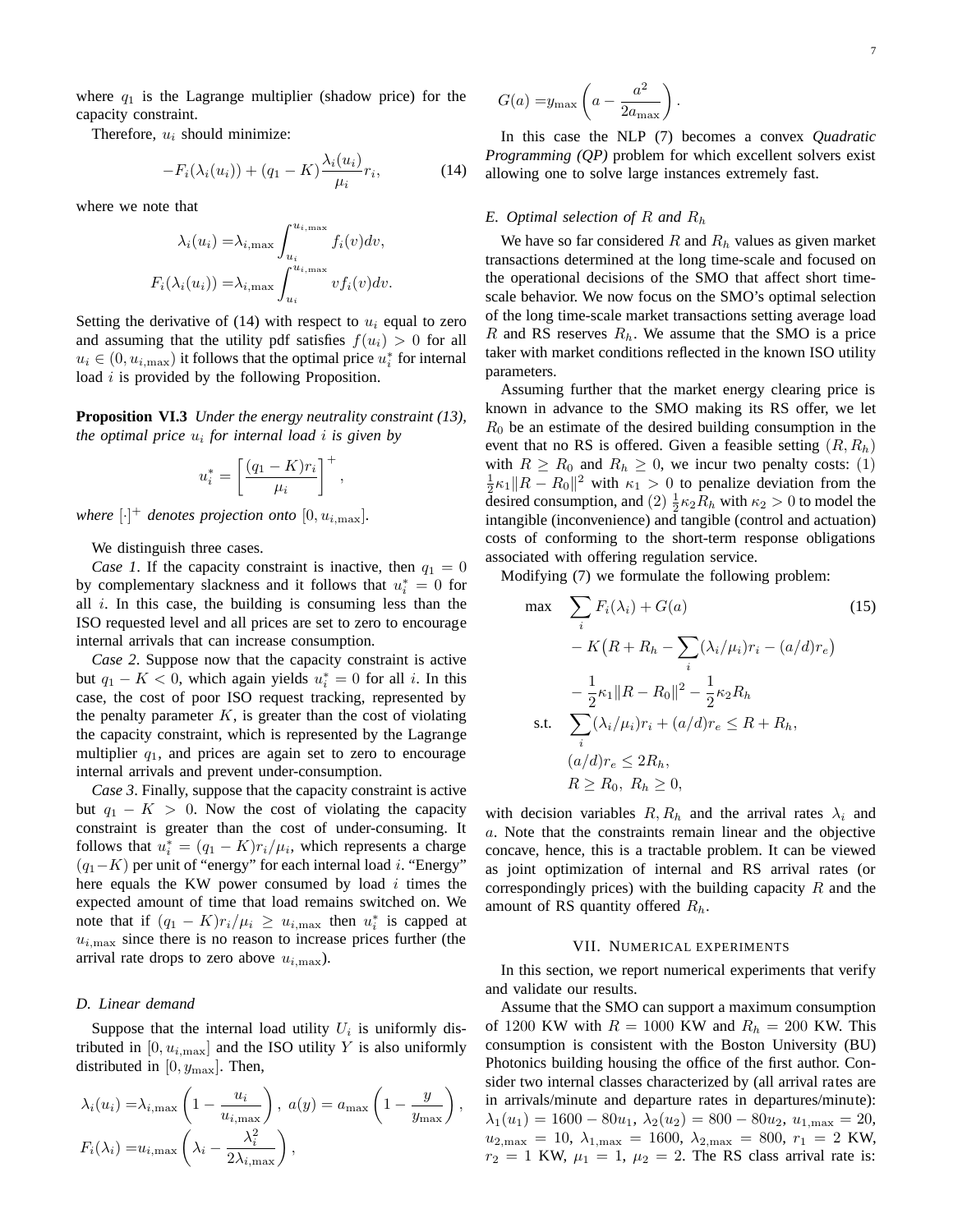where $q_1$ is the Lagrange multiplier (shadow price) for the capacity constraint.

Therefore, $u_i$ should minimize:

$$-F_i(\lambda_i(u_i)) + (q_1 - K)\frac{\lambda_i(u_i)}{\mu_i} r_i, \tag{14}$$

where we note that

$$\lambda_i(u_i) = \lambda_{i,\max} \int_{u_i}^{u_{i,\max}} f_i(v)dv,$$
$$F_i(\lambda_i(u_i)) = \lambda_{i,\max} \int_{u_i}^{u_{i,\max}} v f_i(v)dv.$$

Setting the derivative of (14) with respect to $u_i$ equal to zero and assuming that the utility pdf satisfies $f(u_i) > 0$ for all $u_i \in (0, u_{i,\max})$ it follows that the optimal price $u_i^*$ for internal load $i$ is provided by the following Proposition.

**Proposition VI.3** *Under the energy neutrality constraint (13), the optimal price $u_i$ for internal load $i$ is given by*

$$u_i^* = \left[\frac{(q_1 - K)r_i}{\mu_i}\right]^+,$$

*where $[\cdot]^+$ denotes projection onto $[0, u_{i,\max}]$.*

We distinguish three cases.

*Case 1*. If the capacity constraint is inactive, then $q_1 = 0$ by complementary slackness and it follows that $u_i^* = 0$ for all $i$. In this case, the building is consuming less than the ISO requested level and all prices are set to zero to encourage internal arrivals that can increase consumption.

*Case 2*. Suppose now that the capacity constraint is active but $q_1 - K < 0$, which again yields $u_i^* = 0$ for all $i$. In this case, the cost of poor ISO request tracking, represented by the penalty parameter $K$, is greater than the cost of violating the capacity constraint, which is represented by the Lagrange multiplier $q_1$, and prices are again set to zero to encourage internal arrivals and prevent under-consumption.

*Case 3*. Finally, suppose that the capacity constraint is active but $q_1 - K > 0$. Now the cost of violating the capacity constraint is greater than the cost of under-consuming. It follows that $u_i^* = (q_1 - K)r_i/\mu_i$, which represents a charge $(q_1 - K)$ per unit of "energy" for each internal load $i$. "Energy" here equals the KW power consumed by load $i$ times the expected amount of time that load remains switched on. We note that if $(q_1 - K)r_i/\mu_i \geq u_{i,\max}$ then $u_i^*$ is capped at $u_{i,\max}$ since there is no reason to increase prices further (the arrival rate drops to zero above $u_{i,\max}$).

### D. Linear demand

Suppose that the internal load utility $U_i$ is uniformly distributed in $[0, u_{i,\max}]$ and the ISO utility $Y$ is also uniformly distributed in $[0, y_{\max}]$. Then,

$$\lambda_i(u_i) = \lambda_{i,\max}\left(1 - \frac{u_i}{u_{i,\max}}\right),\ a(y) = a_{\max}\left(1 - \frac{y}{y_{\max}}\right),$$
$$F_i(\lambda_i) = u_{i,\max}\left(\lambda_i - \frac{\lambda_i^2}{2\lambda_{i,\max}}\right),$$
$$G(a) = y_{\max}\left(a - \frac{a^2}{2a_{\max}}\right).$$

In this case the NLP (7) becomes a convex *Quadratic Programming (QP)* problem for which excellent solvers exist allowing one to solve large instances extremely fast.

### E. Optimal selection of $R$ and $R_h$

We have so far considered $R$ and $R_h$ values as given market transactions determined at the long time-scale and focused on the operational decisions of the SMO that affect short time-scale behavior. We now focus on the SMO's optimal selection of the long time-scale market transactions setting average load $R$ and RS reserves $R_h$. We assume that the SMO is a price taker with market conditions reflected in the known ISO utility parameters.

Assuming further that the market energy clearing price is known in advance to the SMO making its RS offer, we let $R_0$ be an estimate of the desired building consumption in the event that no RS is offered. Given a feasible setting $(R, R_h)$ with $R \geq R_0$ and $R_h \geq 0$, we incur two penalty costs: (1) $\frac{1}{2}\kappa_1\|R - R_0\|^2$ with $\kappa_1 > 0$ to penalize deviation from the desired consumption, and (2) $\frac{1}{2}\kappa_2 R_h$ with $\kappa_2 > 0$ to model the intangible (inconvenience) and tangible (control and actuation) costs of conforming to the short-term response obligations associated with offering regulation service.

Modifying (7) we formulate the following problem:

$$\begin{aligned}
\max \quad & \sum_i F_i(\lambda_i) + G(a) \\
& - K\big(R + R_h - \sum_i (\lambda_i/\mu_i) r_i - (a/d) r_e\big) \\
& - \frac{1}{2}\kappa_1\|R - R_0\|^2 - \frac{1}{2}\kappa_2 R_h \\
\text{s.t.} \quad & \sum_i (\lambda_i/\mu_i) r_i + (a/d) r_e \leq R + R_h, \\
& (a/d) r_e \leq 2R_h, \\
& R \geq R_0,\ R_h \geq 0,
\end{aligned} \tag{15}$$

with decision variables $R, R_h$ and the arrival rates $\lambda_i$ and $a$. Note that the constraints remain linear and the objective concave, hence, this is a tractable problem. It can be viewed as joint optimization of internal and RS arrival rates (or correspondingly prices) with the building capacity $R$ and the amount of RS quantity offered $R_h$.

## VII. Numerical experiments

In this section, we report numerical experiments that verify and validate our results.

Assume that the SMO can support a maximum consumption of 1200 KW with $R = 1000$ KW and $R_h = 200$ KW. This consumption is consistent with the Boston University (BU) Photonics building housing the office of the first author. Consider two internal classes characterized by (all arrival rates are in arrivals/minute and departure rates in departures/minute): $\lambda_1(u_1) = 1600 - 80u_1$, $\lambda_2(u_2) = 800 - 80u_2$, $u_{1,\max} = 20$, $u_{2,\max} = 10$, $\lambda_{1,\max} = 1600$, $\lambda_{2,\max} = 800$, $r_1 = 2$ KW, $r_2 = 1$ KW, $\mu_1 = 1$, $\mu_2 = 2$. The RS class arrival rate is: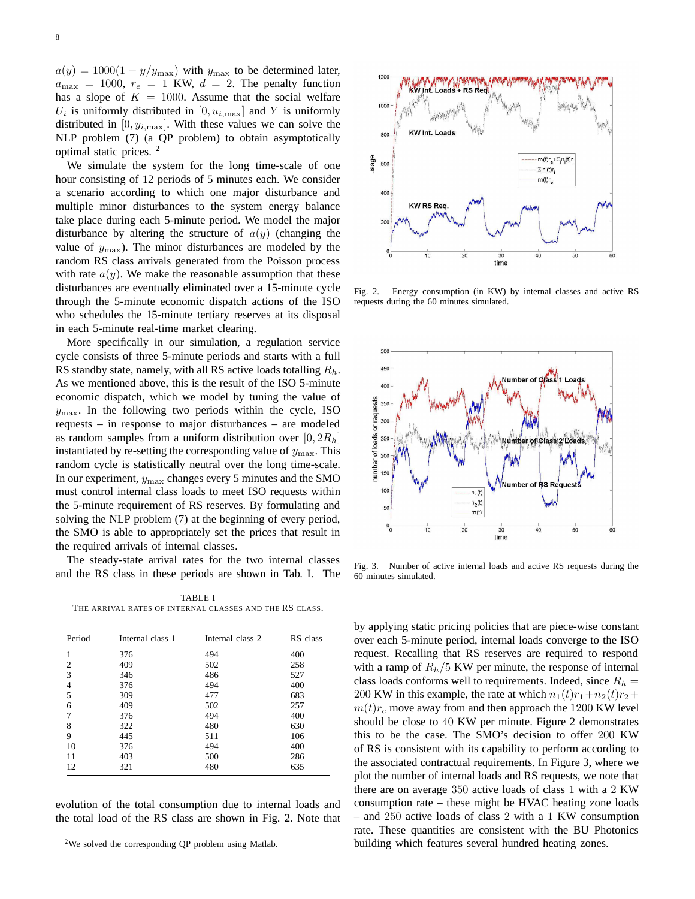$a(y) = 1000(1 - y/y_{\max})$ with $y_{\max}$ to be determined later, $a_{\max} = 1000$, $r_e = 1$ KW, $d = 2$. The penalty function has a slope of $K = 1000$. Assume that the social welfare $U_i$ is uniformly distributed in $[0, u_{i,\max}]$ and $Y$ is uniformly distributed in $[0, y_{i,\max}]$. With these values we can solve the NLP problem (7) (a QP problem) to obtain asymptotically optimal static prices. [2]

We simulate the system for the long time-scale of one hour consisting of 12 periods of 5 minutes each. We consider a scenario according to which one major disturbance and multiple minor disturbances to the system energy balance take place during each 5-minute period. We model the major disturbance by altering the structure of $a(y)$ (changing the value of $y_{\max}$). The minor disturbances are modeled by the random RS class arrivals generated from the Poisson process with rate $a(y)$. We make the reasonable assumption that these disturbances are eventually eliminated over a 15-minute cycle through the 5-minute economic dispatch actions of the ISO who schedules the 15-minute tertiary reserves at its disposal in each 5-minute real-time market clearing.

More specifically in our simulation, a regulation service cycle consists of three 5-minute periods and starts with a full RS standby state, namely, with all RS active loads totalling $R_h$. As we mentioned above, this is the result of the ISO 5-minute economic dispatch, which we model by tuning the value of $y_{\max}$. In the following two periods within the cycle, ISO requests – in response to major disturbances – are modeled as random samples from a uniform distribution over $[0, 2R_h]$ instantiated by re-setting the corresponding value of $y_{\max}$. This random cycle is statistically neutral over the long time-scale. In our experiment, $y_{\max}$ changes every 5 minutes and the SMO must control internal class loads to meet ISO requests within the 5-minute requirement of RS reserves. By formulating and solving the NLP problem (7) at the beginning of every period, the SMO is able to appropriately set the prices that result in the required arrivals of internal classes.

The steady-state arrival rates for the two internal classes and the RS class in these periods are shown in Tab. I. The evolution of the total consumption due to internal loads and the total load of the RS class are shown in Fig. 2. Note that by applying static pricing policies that are piece-wise constant over each 5-minute period, internal loads converge to the ISO request. Recalling that RS reserves are required to respond with a ramp of $R_h/5$ KW per minute, the response of internal class loads conforms well to requirements. Indeed, since $R_h = 200$ KW in this example, the rate at which $n_1(t)r_1 + n_2(t)r_2 + m(t)r_e$ move away from and then approach the 1200 KW level should be close to 40 KW per minute. Figure 2 demonstrates this to be the case. The SMO's decision to offer 200 KW of RS is consistent with its capability to perform according to the associated contractual requirements. In Figure 3, where we plot the number of internal loads and RS requests, we note that there are on average 350 active loads of class 1 with a 2 KW consumption rate – these might be HVAC heating zone loads – and 250 active loads of class 2 with a 1 KW consumption rate. These quantities are consistent with the BU Photonics building which features several hundred heating zones.

TABLE I
THE ARRIVAL RATES OF INTERNAL CLASSES AND THE RS CLASS.

| Period | Internal class 1 | Internal class 2 | RS class |
|---|---|---|---|
| 1 | 376 | 494 | 400 |
| 2 | 409 | 502 | 258 |
| 3 | 346 | 486 | 527 |
| 4 | 376 | 494 | 400 |
| 5 | 309 | 477 | 683 |
| 6 | 409 | 502 | 257 |
| 7 | 376 | 494 | 400 |
| 8 | 322 | 480 | 630 |
| 9 | 445 | 511 | 106 |
| 10 | 376 | 494 | 400 |
| 11 | 403 | 500 | 286 |
| 12 | 321 | 480 | 635 |

Fig. 2. Energy consumption (in KW) by internal classes and active RS requests during the 60 minutes simulated.

Fig. 3. Number of active internal loads and active RS requests during the 60 minutes simulated.

[2] We solved the corresponding QP problem using Matlab.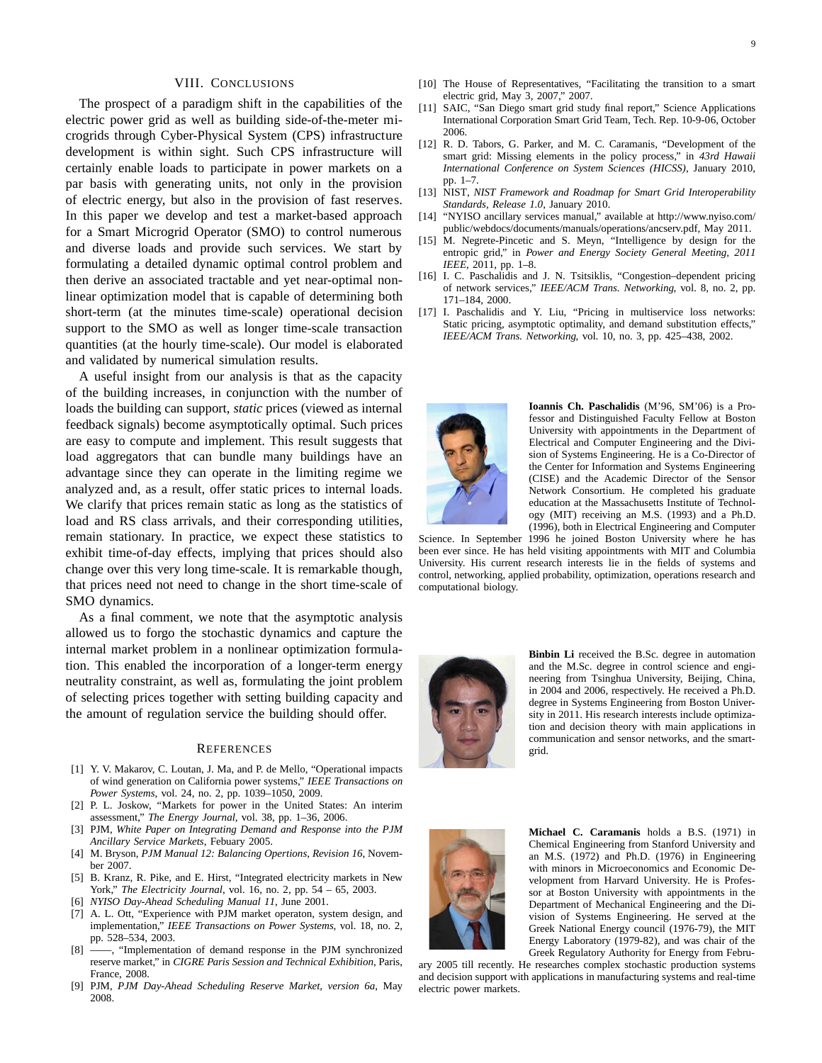## VIII. Conclusions

The prospect of a paradigm shift in the capabilities of the electric power grid as well as building side-of-the-meter microgrids through Cyber-Physical System (CPS) infrastructure development is within sight. Such CPS infrastructure will certainly enable loads to participate in power markets on a par basis with generating units, not only in the provision of electric energy, but also in the provision of fast reserves. In this paper we develop and test a market-based approach for a Smart Microgrid Operator (SMO) to control numerous and diverse loads and provide such services. We start by formulating a detailed dynamic optimal control problem and then derive an associated tractable and yet near-optimal nonlinear optimization model that is capable of determining both short-term (at the minutes time-scale) operational decision support to the SMO as well as longer time-scale transaction quantities (at the hourly time-scale). Our model is elaborated and validated by numerical simulation results.

A useful insight from our analysis is that as the capacity of the building increases, in conjunction with the number of loads the building can support, *static* prices (viewed as internal feedback signals) become asymptotically optimal. Such prices are easy to compute and implement. This result suggests that load aggregators that can bundle many buildings have an advantage since they can operate in the limiting regime we analyzed and, as a result, offer static prices to internal loads. We clarify that prices remain static as long as the statistics of load and RS class arrivals, and their corresponding utilities, remain stationary. In practice, we expect these statistics to exhibit time-of-day effects, implying that prices should also change over this very long time-scale. It is remarkable though, that prices need not need to change in the short time-scale of SMO dynamics.

As a final comment, we note that the asymptotic analysis allowed us to forgo the stochastic dynamics and capture the internal market problem in a nonlinear optimization formulation. This enabled the incorporation of a longer-term energy neutrality constraint, as well as, formulating the joint problem of selecting prices together with setting building capacity and the amount of regulation service the building should offer.

## References

[1] Y. V. Makarov, C. Loutan, J. Ma, and P. de Mello, "Operational impacts of wind generation on California power systems," *IEEE Transactions on Power Systems*, vol. 24, no. 2, pp. 1039–1050, 2009.

[2] P. L. Joskow, "Markets for power in the United States: An interim assessment," *The Energy Journal*, vol. 38, pp. 1–36, 2006.

[3] PJM, *White Paper on Integrating Demand and Response into the PJM Ancillary Service Markets*, Febuary 2005.

[4] M. Bryson, *PJM Manual 12: Balancing Opertions, Revision 16*, November 2007.

[5] B. Kranz, R. Pike, and E. Hirst, "Integrated electricity markets in New York," *The Electricity Journal*, vol. 16, no. 2, pp. 54 – 65, 2003.

[6] *NYISO Day-Ahead Scheduling Manual 11*, June 2001.

[7] A. L. Ott, "Experience with PJM market operaton, system design, and implementation," *IEEE Transactions on Power Systems*, vol. 18, no. 2, pp. 528–534, 2003.

[8] ——, "Implementation of demand response in the PJM synchronized reserve market," in *CIGRE Paris Session and Technical Exhibition*, Paris, France, 2008.

[9] PJM, *PJM Day-Ahead Scheduling Reserve Market, version 6a*, May 2008.

[10] The House of Representatives, "Facilitating the transition to a smart electric grid, May 3, 2007," 2007.

[11] SAIC, "San Diego smart grid study final report," Science Applications International Corporation Smart Grid Team, Tech. Rep. 10-9-06, October 2006.

[12] R. D. Tabors, G. Parker, and M. C. Caramanis, "Development of the smart grid: Missing elements in the policy process," in *43rd Hawaii International Conference on System Sciences (HICSS)*, January 2010, pp. 1–7.

[13] NIST, *NIST Framework and Roadmap for Smart Grid Interoperability Standards, Release 1.0*, January 2010.

[14] "NYISO ancillary services manual," available at http://www.nyiso.com/public/webdocs/documents/manuals/operations/ancserv.pdf, May 2011.

[15] M. Negrete-Pincetic and S. Meyn, "Intelligence by design for the entropic grid," in *Power and Energy Society General Meeting, 2011 IEEE*, 2011, pp. 1–8.

[16] I. C. Paschalidis and J. N. Tsitsiklis, "Congestion–dependent pricing of network services," *IEEE/ACM Trans. Networking*, vol. 8, no. 2, pp. 171–184, 2000.

[17] I. Paschalidis and Y. Liu, "Pricing in multiservice loss networks: Static pricing, asymptotic optimality, and demand substitution effects," *IEEE/ACM Trans. Networking*, vol. 10, no. 3, pp. 425–438, 2002.

**Ioannis Ch. Paschalidis** (M'96, SM'06) is a Professor and Distinguished Faculty Fellow at Boston University with appointments in the Department of Electrical and Computer Engineering and the Division of Systems Engineering. He is a Co-Director of the Center for Information and Systems Engineering (CISE) and the Academic Director of the Sensor Network Consortium. He completed his graduate education at the Massachusetts Institute of Technology (MIT) receiving an M.S. (1993) and a Ph.D. (1996), both in Electrical Engineering and Computer Science. In September 1996 he joined Boston University where he has been ever since. He has held visiting appointments with MIT and Columbia University. His current research interests lie in the fields of systems and control, networking, applied probability, optimization, operations research and computational biology.

**Binbin Li** received the B.Sc. degree in automation and the M.Sc. degree in control science and engineering from Tsinghua University, Beijing, China, in 2004 and 2006, respectively. He received a Ph.D. degree in Systems Engineering from Boston University in 2011. His research interests include optimization and decision theory with main applications in communication and sensor networks, and the smart-grid.

**Michael C. Caramanis** holds a B.S. (1971) in Chemical Engineering from Stanford University and an M.S. (1972) and Ph.D. (1976) in Engineering with minors in Microeconomics and Economic Development from Harvard University. He is Professor at Boston University with appointments in the Department of Mechanical Engineering and the Division of Systems Engineering. He served at the Greek National Energy council (1976-79), the MIT Energy Laboratory (1979-82), and was chair of the Greek Regulatory Authority for Energy from February 2005 till recently. He researches complex stochastic production systems and decision support with applications in manufacturing systems and real-time electric power markets.